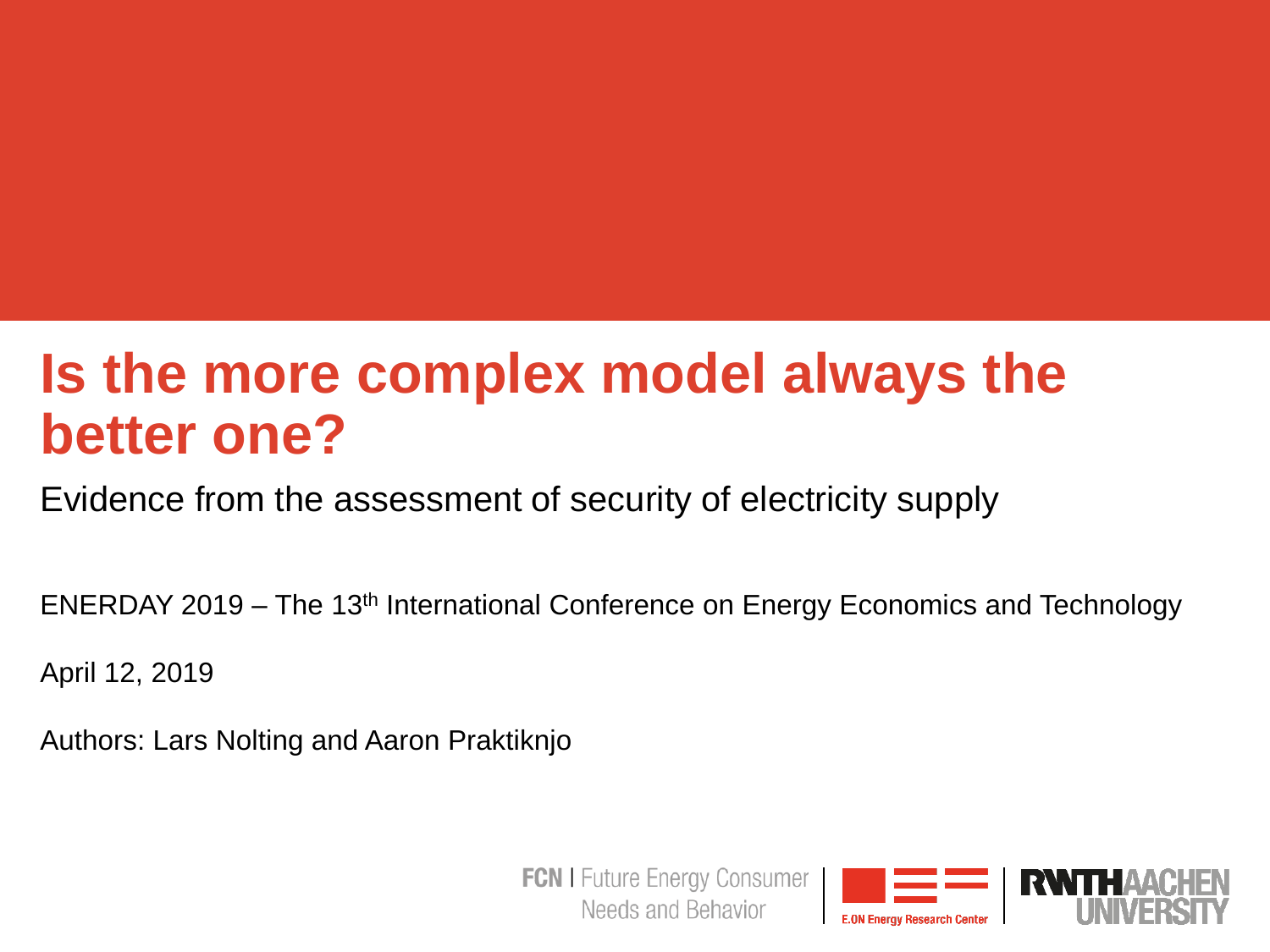# Is the more complex model always the better one?

Evidence from the assessment of security of electricity supply

ENERDAY 2019 – The 13th International Conference on Energy Economics and Technology

April 12, 2019

Authors: Lars Nolting and Aaron Praktiknjo

FCN | Future Energy Consumer Needs and Behavior | E.ON Energy Research Center | RWTH AACHEN UNIVERSITY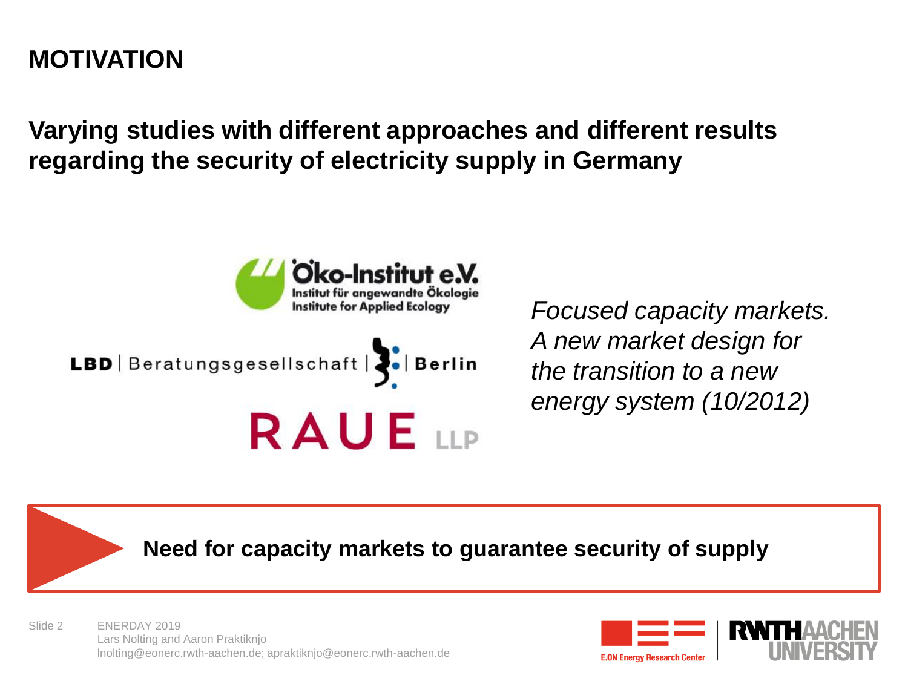# MOTIVATION

**Varying studies with different approaches and different results regarding the security of electricity supply in Germany**

Öko-Institut e.V.
Institut für angewandte Ökologie
Institute for Applied Ecology

LBD | Beratungsgesellschaft | Berlin

RAUE LLP

*Focused capacity markets. A new market design for the transition to a new energy system (10/2012)*

**Need for capacity markets to guarantee security of supply**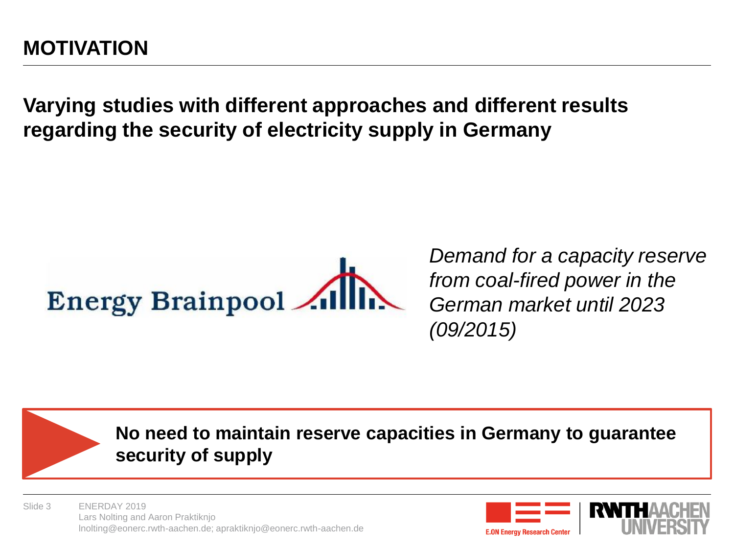# MOTIVATION

**Varying studies with different approaches and different results regarding the security of electricity supply in Germany**

Energy Brainpool

*Demand for a capacity reserve from coal-fired power in the German market until 2023 (09/2015)*

**No need to maintain reserve capacities in Germany to guarantee security of supply**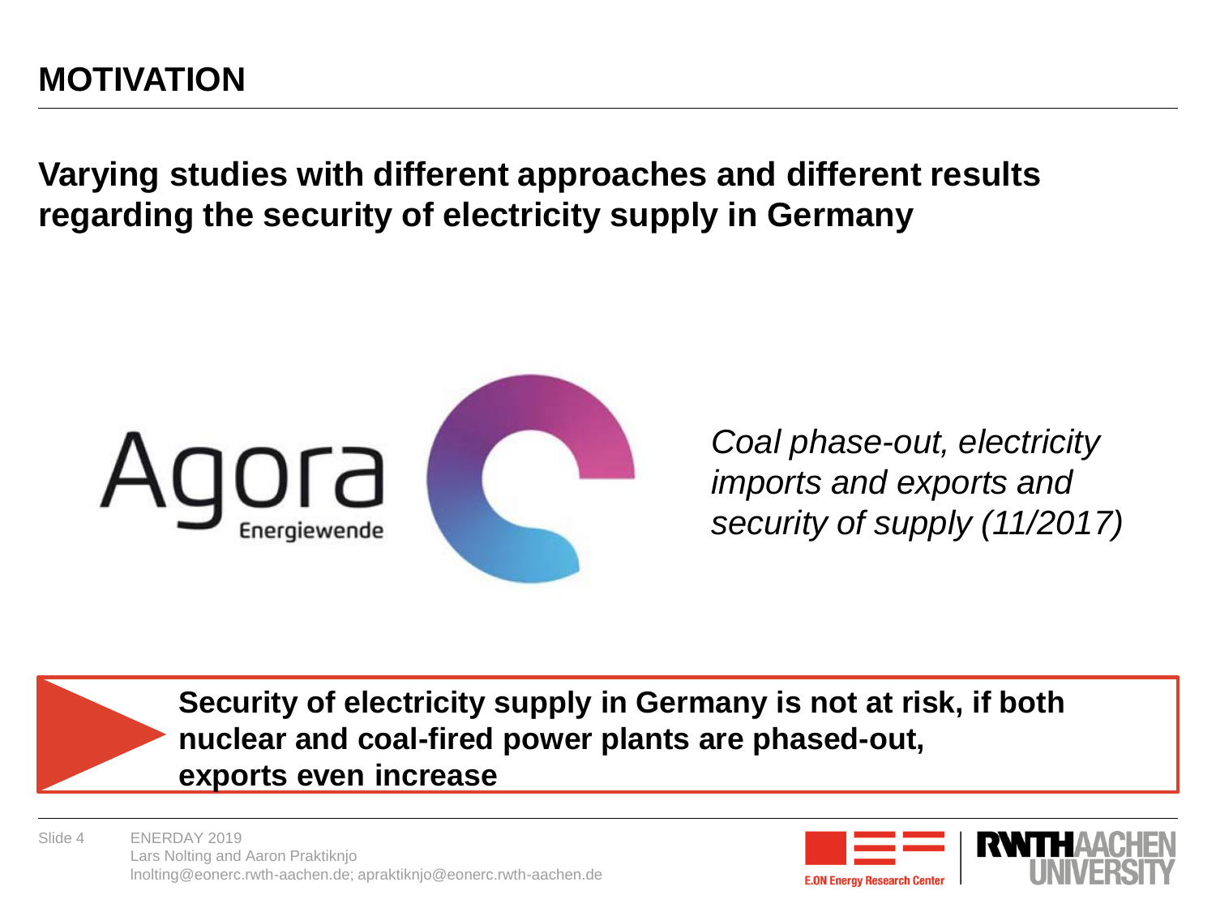# MOTIVATION

**Varying studies with different approaches and different results regarding the security of electricity supply in Germany**

Agora Energiewende

*Coal phase-out, electricity imports and exports and security of supply (11/2017)*

**Security of electricity supply in Germany is not at risk, if both nuclear and coal-fired power plants are phased-out, exports even increase**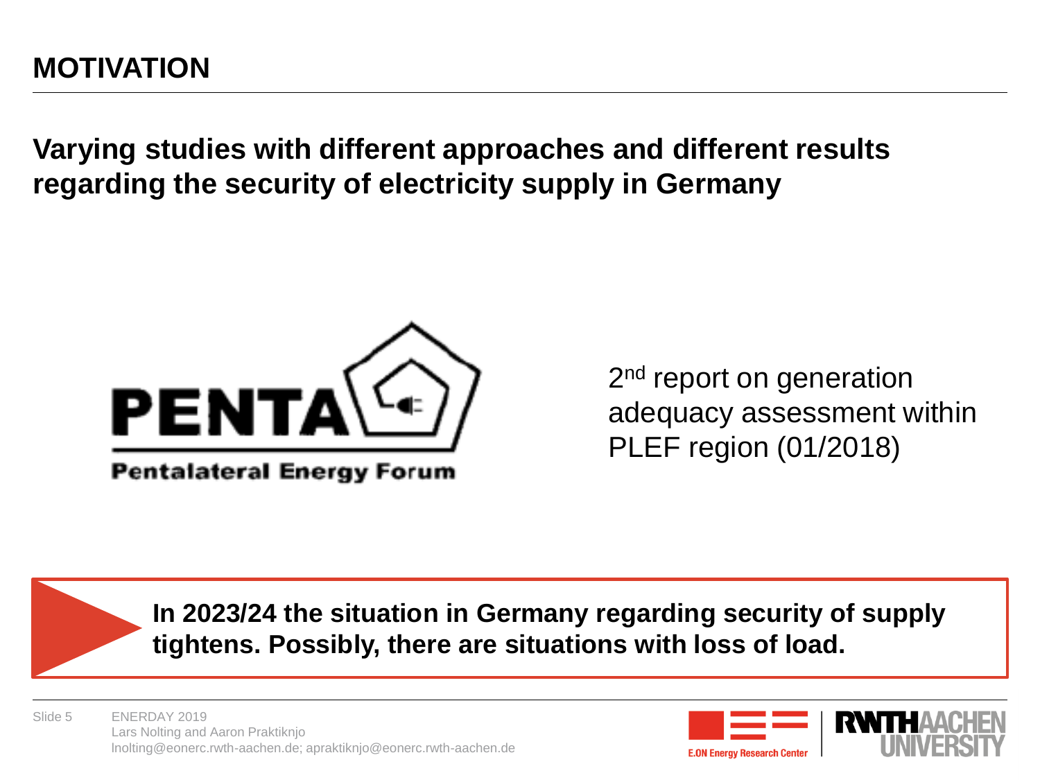# MOTIVATION

**Varying studies with different approaches and different results regarding the security of electricity supply in Germany**

PENTA

Pentalateral Energy Forum

2nd report on generation adequacy assessment within PLEF region (01/2018)

**In 2023/24 the situation in Germany regarding security of supply tightens. Possibly, there are situations with loss of load.**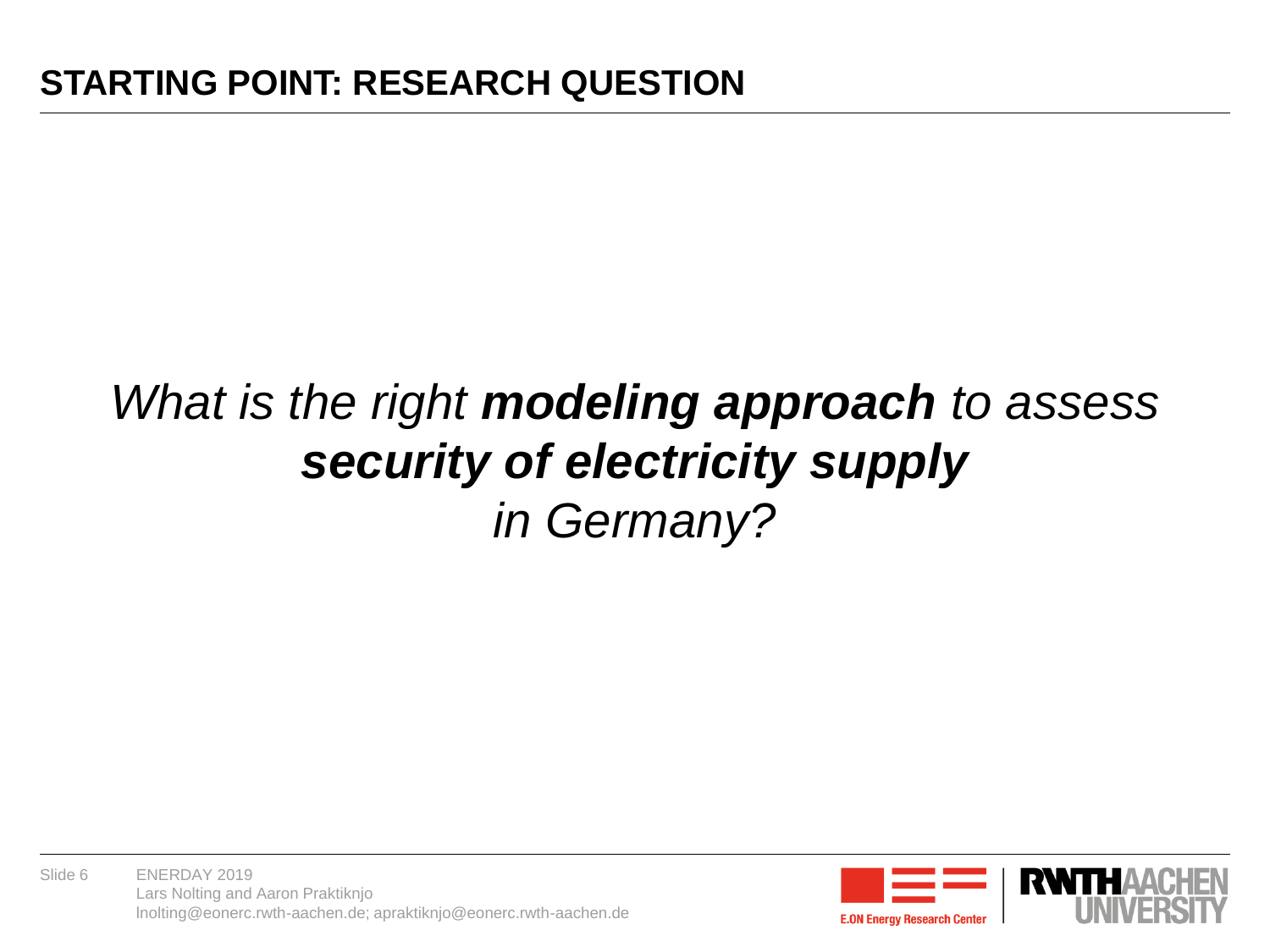# STARTING POINT: RESEARCH QUESTION

*What is the right **modeling approach** to assess **security of electricity supply** in Germany?*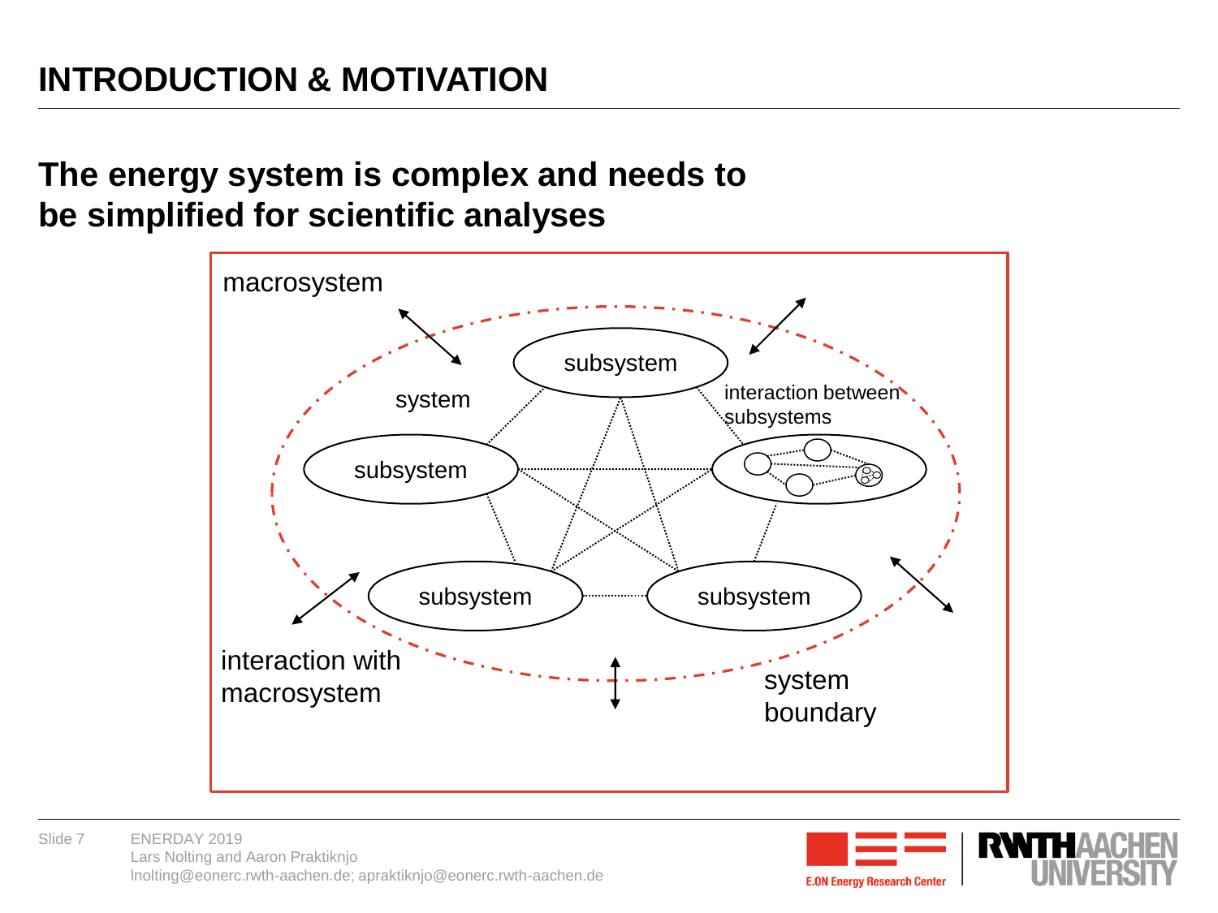# INTRODUCTION & MOTIVATION

## The energy system is complex and needs to be simplified for scientific analyses

macrosystem

system

subsystem

subsystem

subsystem

subsystem

subsystem

interaction between subsystems

interaction with macrosystem

system boundary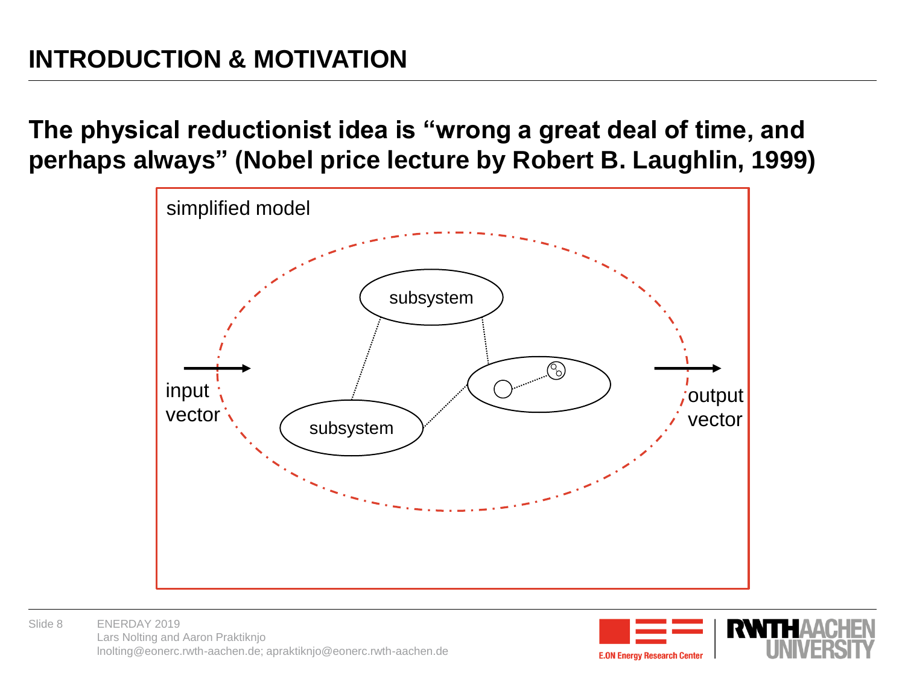# INTRODUCTION & MOTIVATION

## The physical reductionist idea is “wrong a great deal of time, and perhaps always” (Nobel price lecture by Robert B. Laughlin, 1999)

simplified model

input vector

subsystem

subsystem

output vector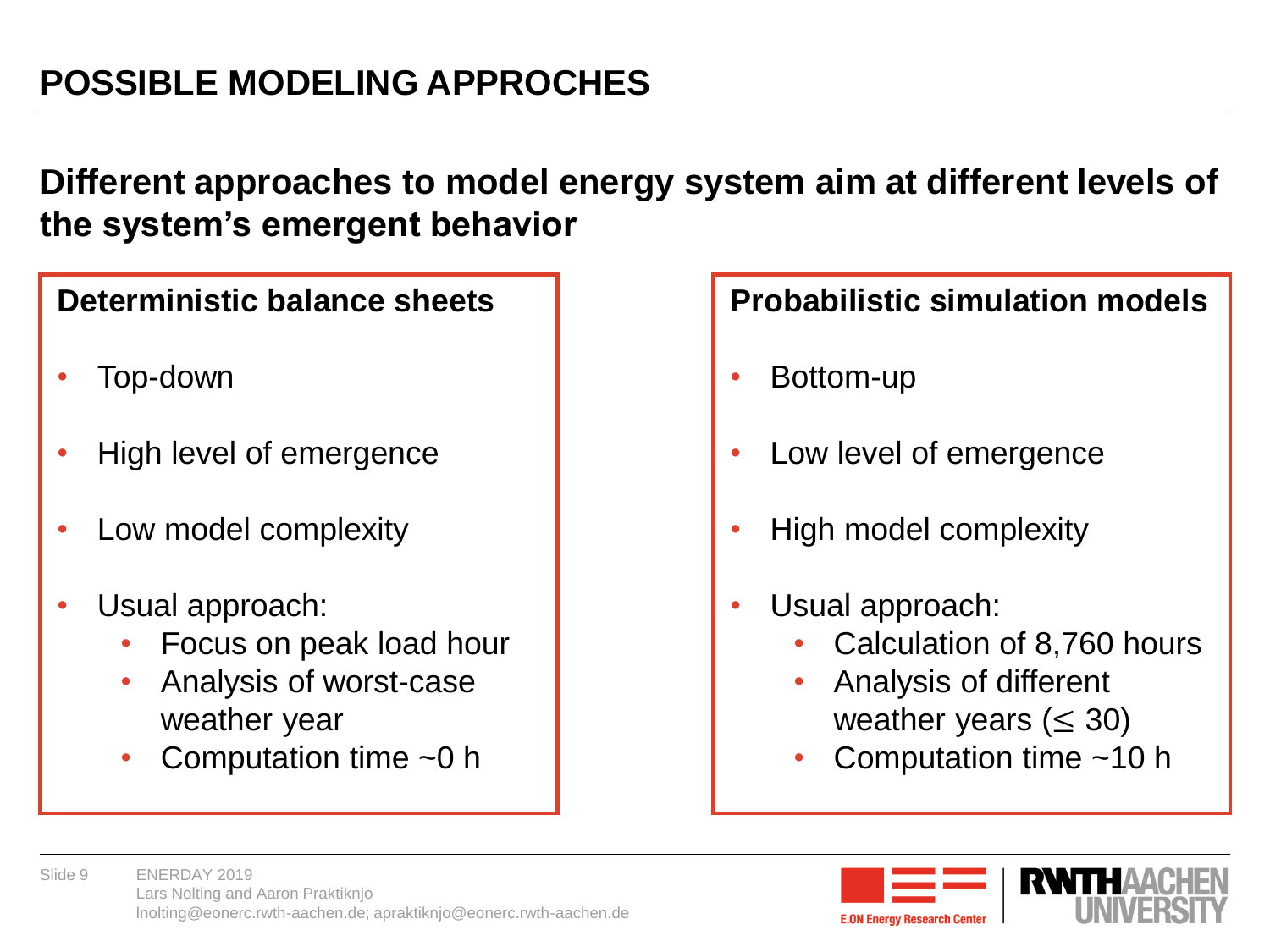# POSSIBLE MODELING APPROCHES

## Different approaches to model energy system aim at different levels of the system's emergent behavior

### Deterministic balance sheets

- Top-down
- High level of emergence
- Low model complexity
- Usual approach:
  - Focus on peak load hour
  - Analysis of worst-case weather year
  - Computation time ~0 h

### Probabilistic simulation models

- Bottom-up
- Low level of emergence
- High model complexity
- Usual approach:
  - Calculation of 8,760 hours
  - Analysis of different weather years ($\leq$ 30)
  - Computation time ~10 h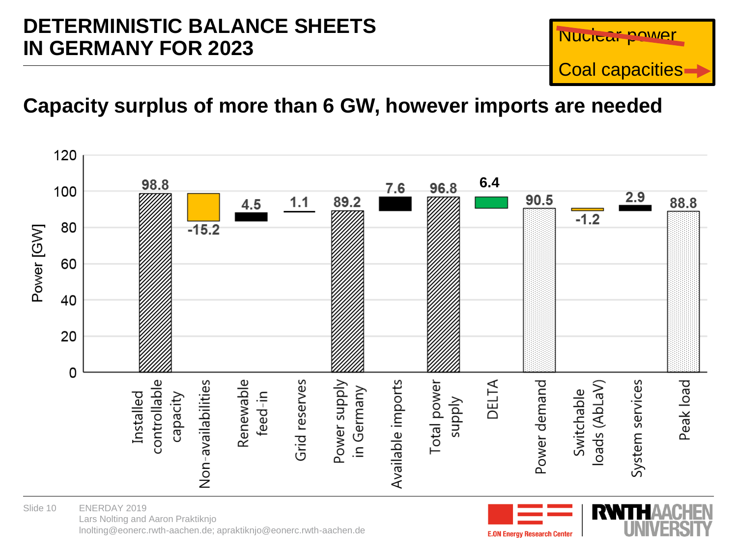# DETERMINISTIC BALANCE SHEETS IN GERMANY FOR 2023

~~Nuclear power~~

Coal capacities →

## Capacity surplus of more than 6 GW, however imports are needed

| Category | Power [GW] |
|---|---|
| Installed controllable capacity | 98.8 |
| Non-availabilities | -15.2 |
| Renewable feed-in | 4.5 |
| Grid reserves | 1.1 |
| Power supply in Germany | 89.2 |
| Available imports | 7.6 |
| Total power supply | 96.8 |
| DELTA | 6.4 |
| Power demand | 90.5 |
| Switchable loads (AbLaV) | -1.2 |
| System services | 2.9 |
| Peak load | 88.8 |

ENERDAY 2019
Lars Nolting and Aaron Praktiknjo
lnolting@eonerc.rwth-aachen.de; apraktiknjo@eonerc.rwth-aachen.de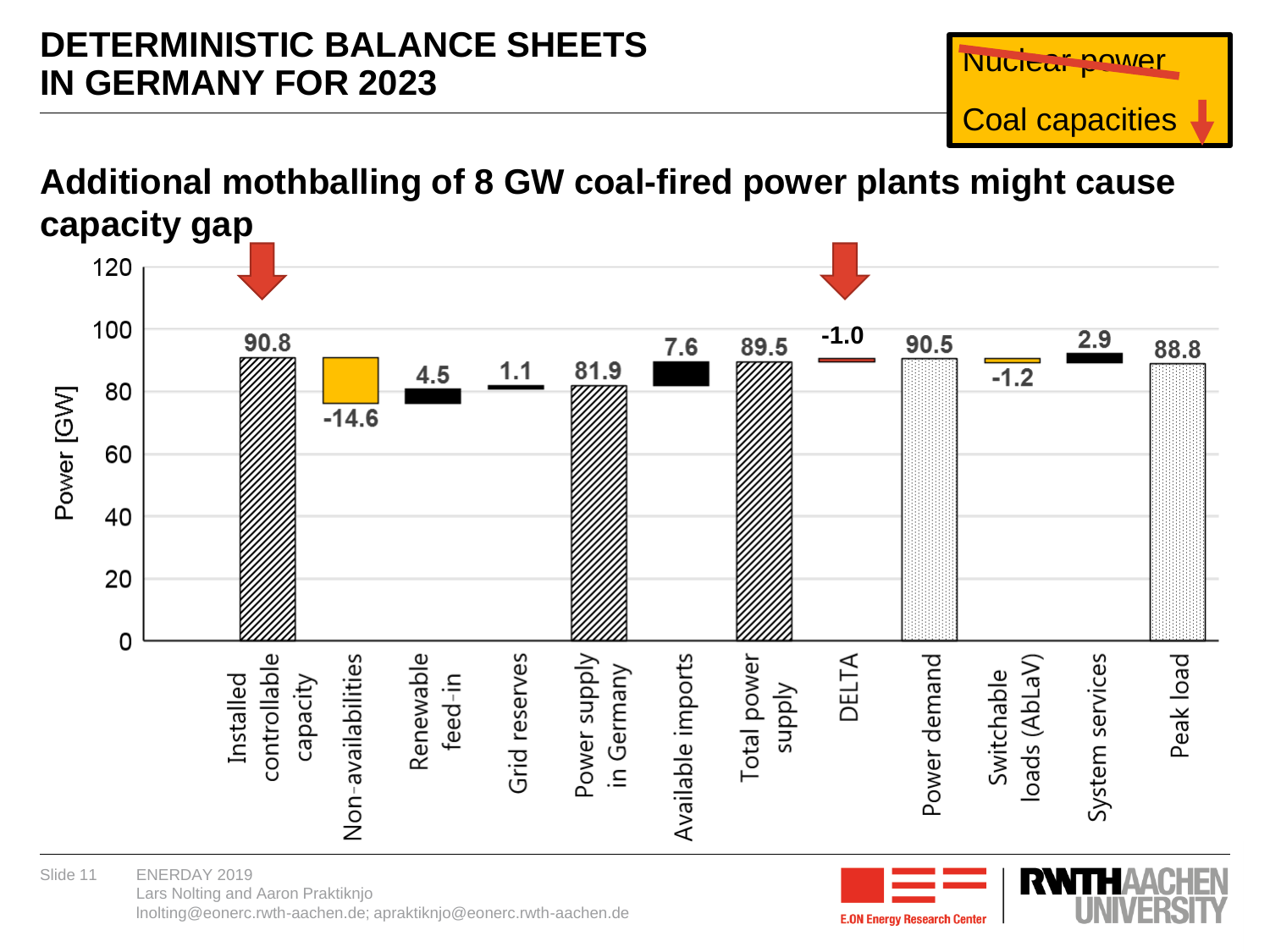# DETERMINISTIC BALANCE SHEETS IN GERMANY FOR 2023

~~Nuclear power~~

Coal capacities ↓

## Additional mothballing of 8 GW coal-fired power plants might cause capacity gap

| Category | Power [GW] |
|---|---|
| Installed controllable capacity | 90.8 |
| Non-availabilities | -14.6 |
| Renewable feed-in | 4.5 |
| Grid reserves | 1.1 |
| Power supply in Germany | 81.9 |
| Available imports | 7.6 |
| Total power supply | 89.5 |
| DELTA | -1.0 |
| Power demand | 90.5 |
| Switchable loads (AbLaV) | -1.2 |
| System services | 2.9 |
| Peak load | 88.8 |

Slide 11 ENERDAY 2019
Lars Nolting and Aaron Praktiknjo
lnolting@eonerc.rwth-aachen.de; apraktiknjo@eonerc.rwth-aachen.de

E.ON Energy Research Center | RWTH AACHEN UNIVERSITY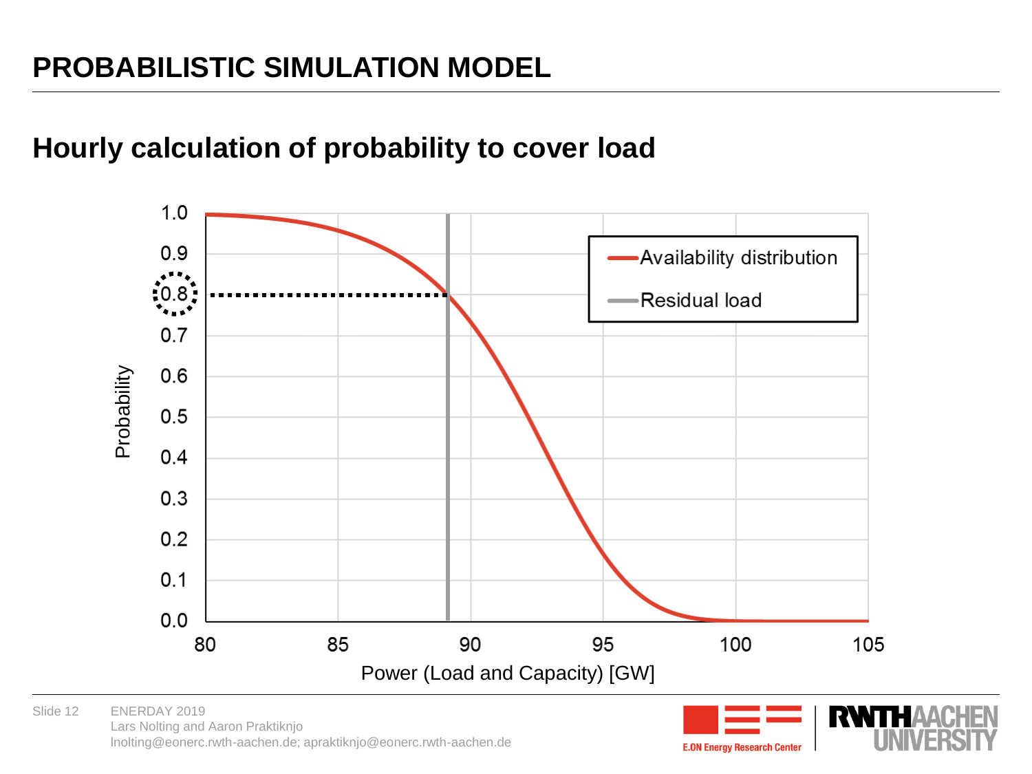# PROBABILISTIC SIMULATION MODEL

## Hourly calculation of probability to cover load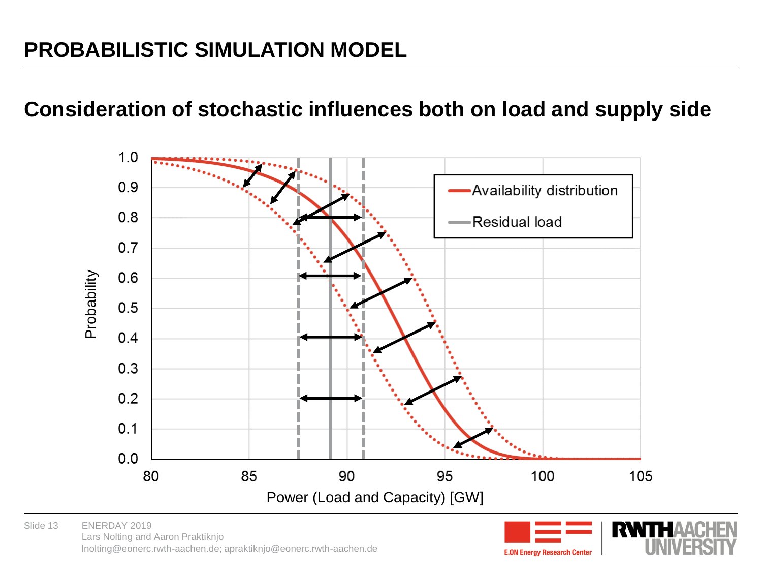# PROBABILISTIC SIMULATION MODEL

## Consideration of stochastic influences both on load and supply side

Probability

1.0, 0.9, 0.8, 0.7, 0.6, 0.5, 0.4, 0.3, 0.2, 0.1, 0.0

80, 85, 90, 95, 100, 105

Power (Load and Capacity) [GW]

- Availability distribution
- Residual load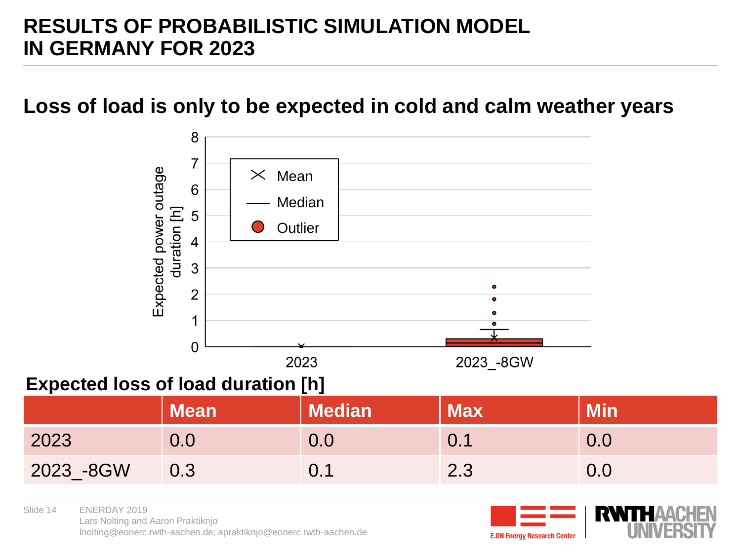# RESULTS OF PROBABILISTIC SIMULATION MODEL IN GERMANY FOR 2023

## Loss of load is only to be expected in cold and calm weather years

**Expected loss of load duration [h]**

| | Mean | Median | Max | Min |
|---|---|---|---|---|
| 2023 | 0.0 | 0.0 | 0.1 | 0.0 |
| 2023_-8GW | 0.3 | 0.1 | 2.3 | 0.0 |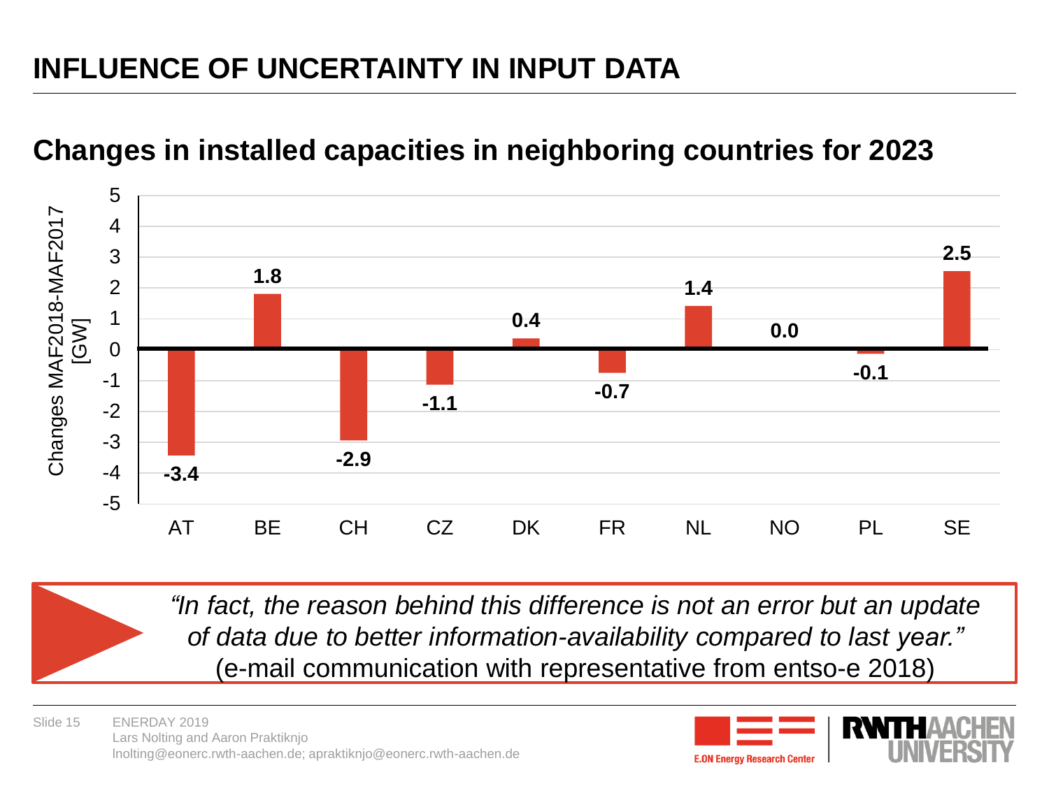# INFLUENCE OF UNCERTAINTY IN INPUT DATA

## Changes in installed capacities in neighboring countries for 2023

| Country | Changes MAF2018-MAF2017 [GW] |
|---|---|
| AT | -3.4 |
| BE | 1.8 |
| CH | -2.9 |
| CZ | -1.1 |
| DK | 0.4 |
| FR | -0.7 |
| NL | 1.4 |
| NO | 0.0 |
| PL | -0.1 |
| SE | 2.5 |

*"In fact, the reason behind this difference is not an error but an update of data due to better information-availability compared to last year."*
(e-mail communication with representative from entso-e 2018)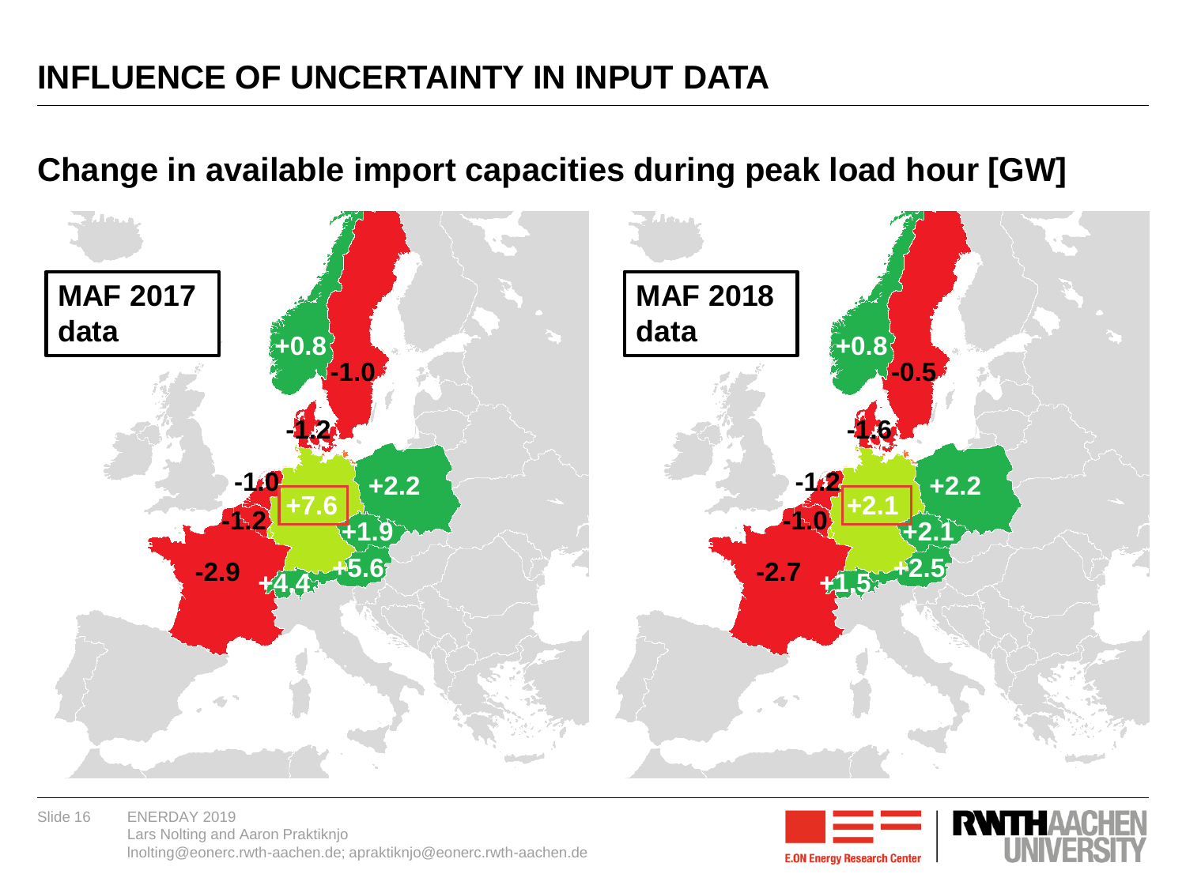# INFLUENCE OF UNCERTAINTY IN INPUT DATA

## Change in available import capacities during peak load hour [GW]

**MAF 2017 data**

+0.8 -1.0 -1.2 -1.0 +2.2 +7.6 -1.2 +1.9 -2.9 +5.6 +4.4

**MAF 2018 data**

+0.8 -0.5 -1.6 -1.2 +2.2 +2.1 -1.0 +2.1 -2.7 +2.5 +1.5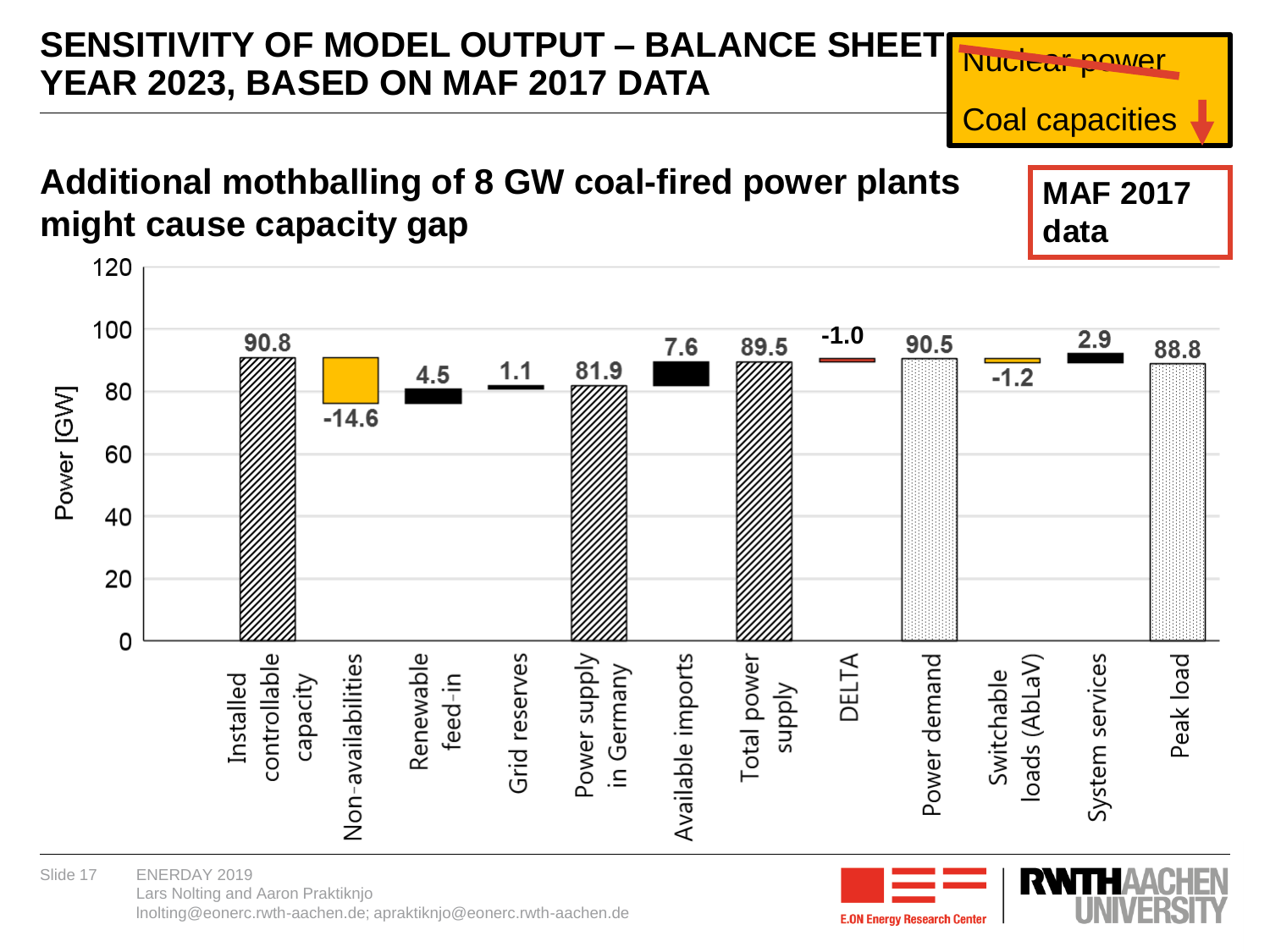# SENSITIVITY OF MODEL OUTPUT – BALANCE SHEET YEAR 2023, BASED ON MAF 2017 DATA

~~Nuclear power~~

Coal capacities ↓

## Additional mothballing of 8 GW coal-fired power plants might cause capacity gap

**MAF 2017 data**

| Category | Power [GW] |
|---|---|
| Installed controllable capacity | 90.8 |
| Non-availabilities | -14.6 |
| Renewable feed-in | 4.5 |
| Grid reserves | 1.1 |
| Power supply in Germany | 81.9 |
| Available imports | 7.6 |
| Total power supply | 89.5 |
| DELTA | -1.0 |
| Power demand | 90.5 |
| Switchable loads (AbLaV) | -1.2 |
| System services | 2.9 |
| Peak load | 88.8 |

ENERDAY 2019
Lars Nolting and Aaron Praktiknjo
lnolting@eonerc.rwth-aachen.de; apraktiknjo@eonerc.rwth-aachen.de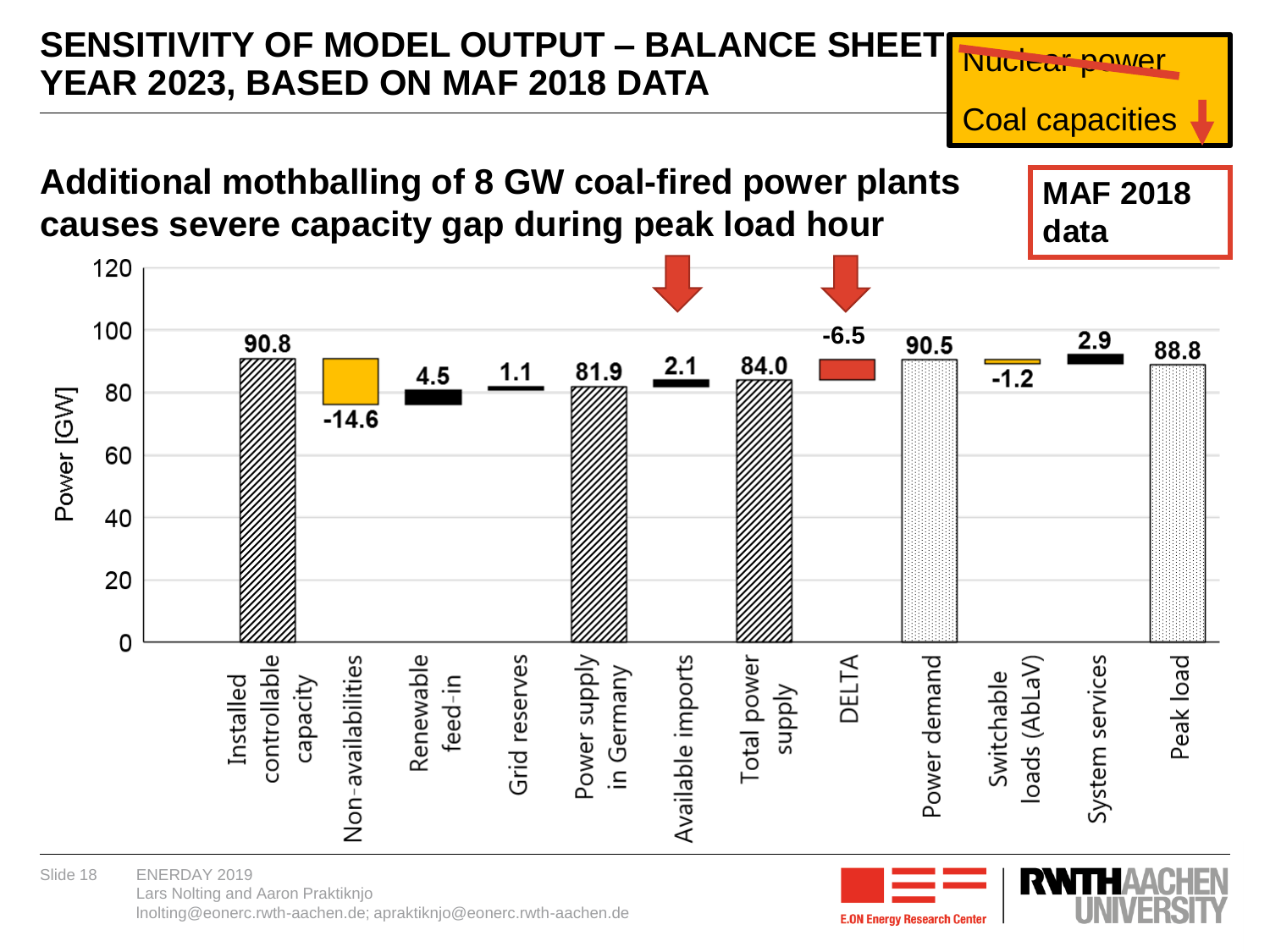# SENSITIVITY OF MODEL OUTPUT – BALANCE SHEET YEAR 2023, BASED ON MAF 2018 DATA

~~Nuclear power~~

Coal capacities ↓

## Additional mothballing of 8 GW coal-fired power plants causes severe capacity gap during peak load hour

**MAF 2018 data**

| Item | Power [GW] |
|---|---|
| Installed controllable capacity | 90.8 |
| Non-availabilities | -14.6 |
| Renewable feed-in | 4.5 |
| Grid reserves | 1.1 |
| Power supply in Germany | 81.9 |
| Available imports | 2.1 |
| Total power supply | 84.0 |
| DELTA | -6.5 |
| Power demand | 90.5 |
| Switchable loads (AbLaV) | -1.2 |
| System services | 2.9 |
| Peak load | 88.8 |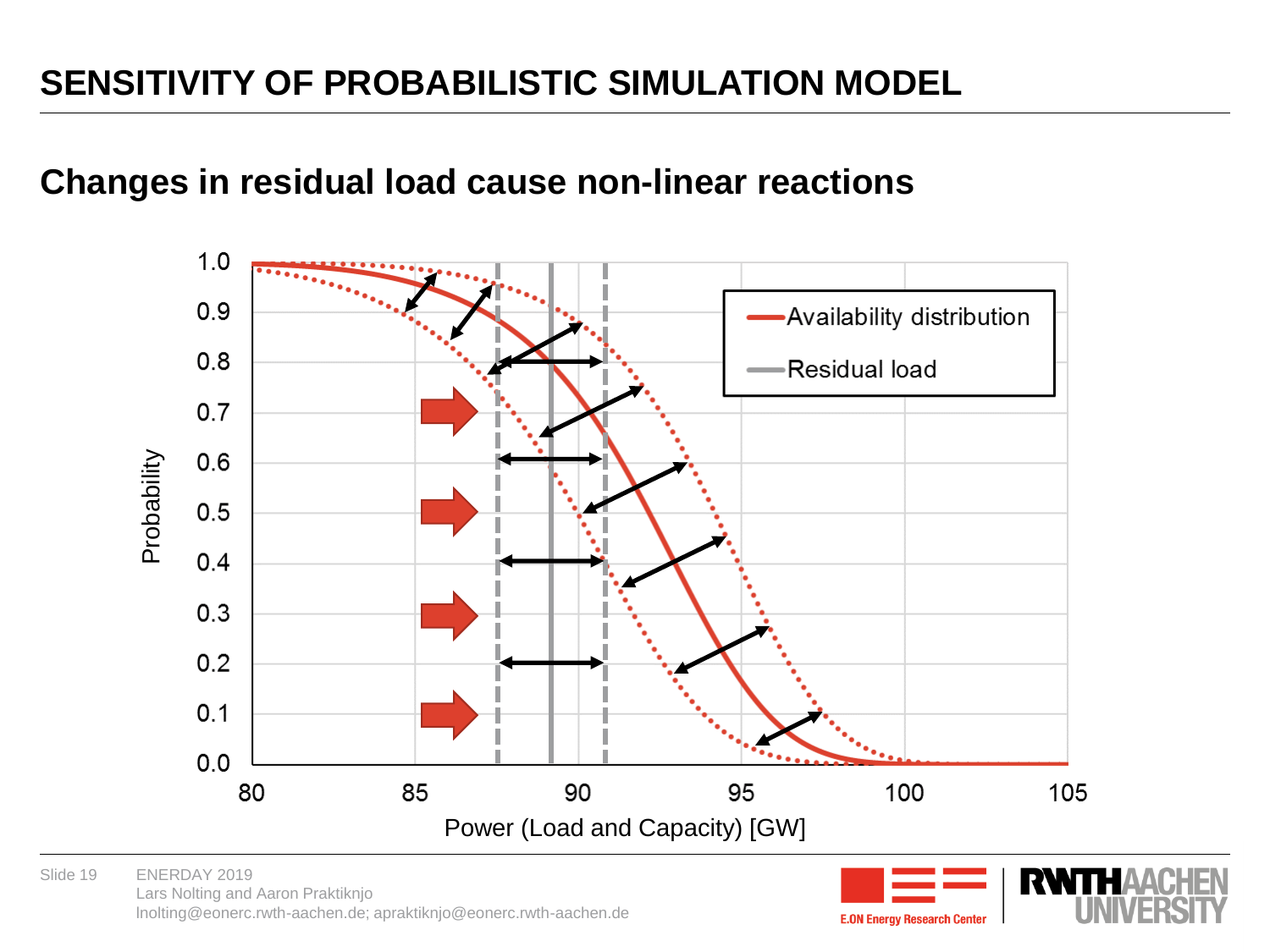# SENSITIVITY OF PROBABILISTIC SIMULATION MODEL

## Changes in residual load cause non-linear reactions

Probability

1.0
0.9
0.8
0.7
0.6
0.5
0.4
0.3
0.2
0.1
0.0

80 85 90 95 100 105

Power (Load and Capacity) [GW]

- Availability distribution
- Residual load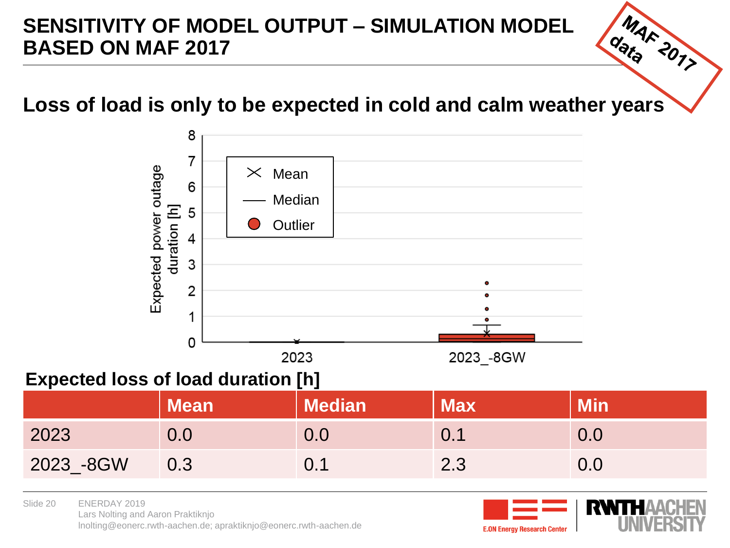# SENSITIVITY OF MODEL OUTPUT – SIMULATION MODEL BASED ON MAF 2017

MAF 2017 data

## Loss of load is only to be expected in cold and calm weather years

**Expected loss of load duration [h]**

| | Mean | Median | Max | Min |
|---|---|---|---|---|
| 2023 | 0.0 | 0.0 | 0.1 | 0.0 |
| 2023_-8GW | 0.3 | 0.1 | 2.3 | 0.0 |

ENERDAY 2019
Lars Nolting and Aaron Praktiknjo
lnolting@eonerc.rwth-aachen.de; apraktiknjo@eonerc.rwth-aachen.de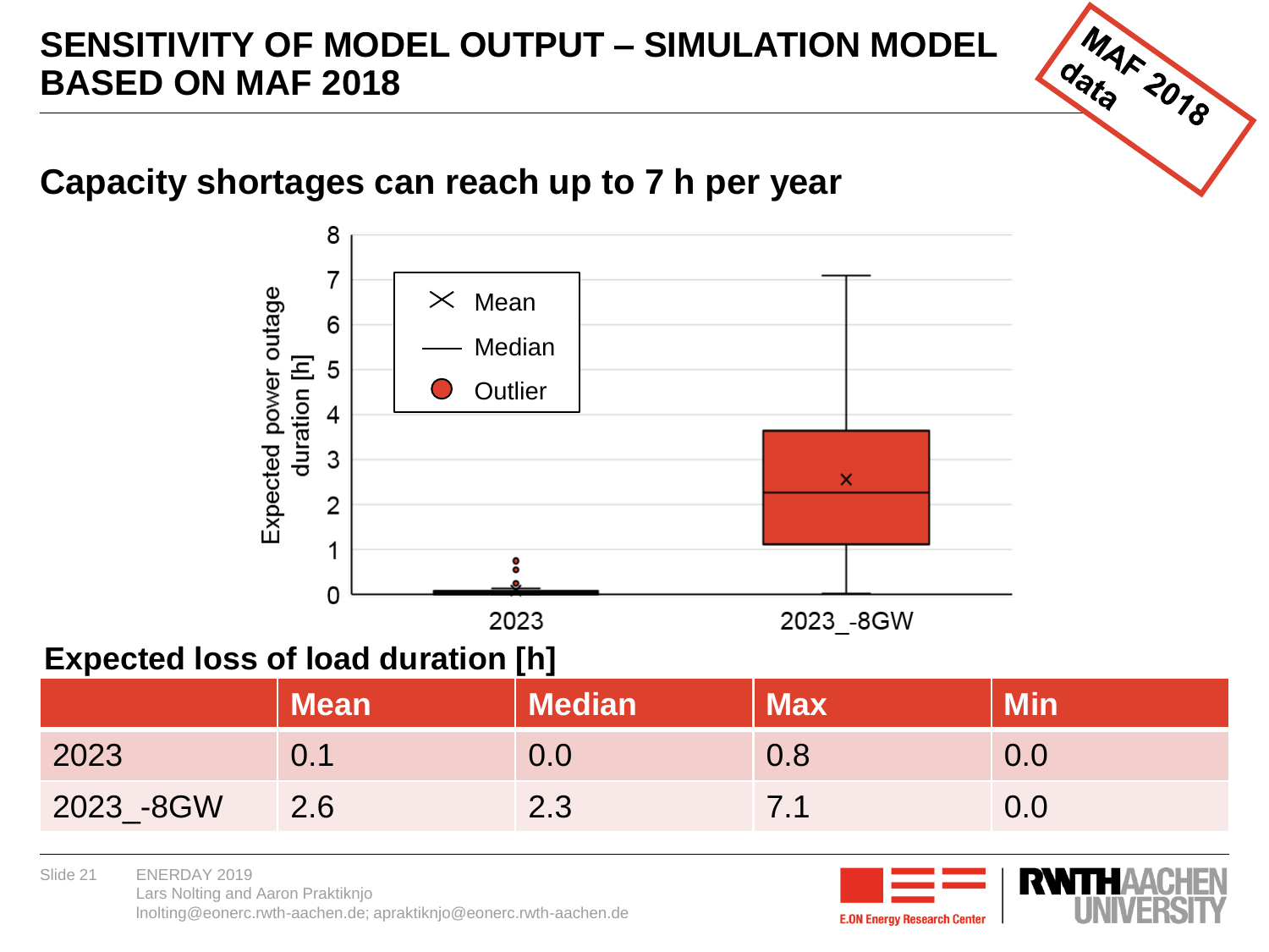# SENSITIVITY OF MODEL OUTPUT – SIMULATION MODEL BASED ON MAF 2018

MAF 2018 data

## Capacity shortages can reach up to 7 h per year

Expected power outage duration [h]

× Mean

— Median

● Outlier

2023 | 2023_-8GW

**Expected loss of load duration [h]**

| | Mean | Median | Max | Min |
|---|---|---|---|---|
| 2023 | 0.1 | 0.0 | 0.8 | 0.0 |
| 2023_-8GW | 2.6 | 2.3 | 7.1 | 0.0 |

ENERDAY 2019
Lars Nolting and Aaron Praktiknjo
lnolting@eonerc.rwth-aachen.de; apraktiknjo@eonerc.rwth-aachen.de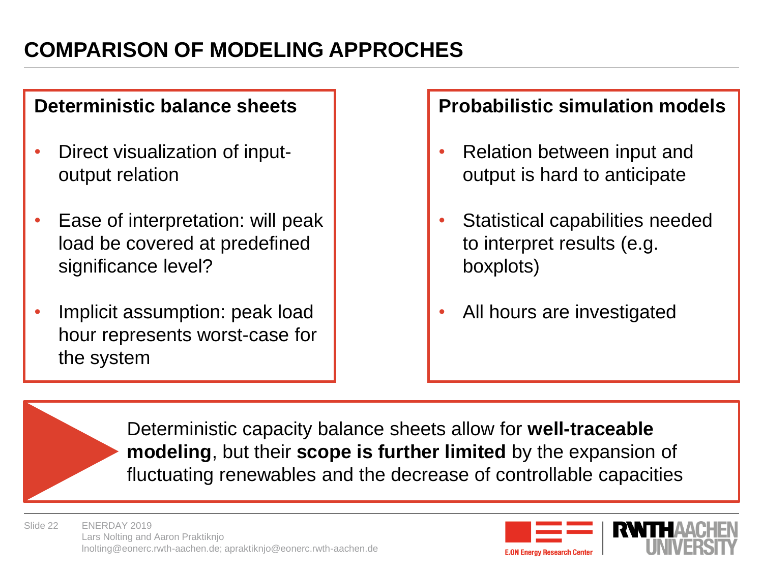# COMPARISON OF MODELING APPROCHES

## Deterministic balance sheets

- Direct visualization of input-output relation
- Ease of interpretation: will peak load be covered at predefined significance level?
- Implicit assumption: peak load hour represents worst-case for the system

## Probabilistic simulation models

- Relation between input and output is hard to anticipate
- Statistical capabilities needed to interpret results (e.g. boxplots)
- All hours are investigated

Deterministic capacity balance sheets allow for **well-traceable modeling**, but their **scope is further limited** by the expansion of fluctuating renewables and the decrease of controllable capacities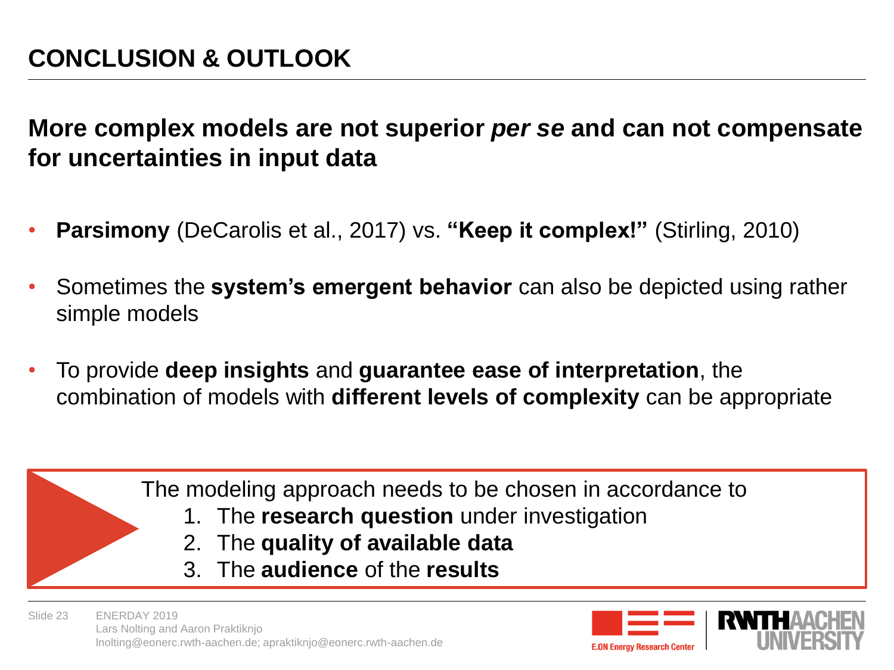# CONCLUSION & OUTLOOK

**More complex models are not superior *per se* and can not compensate for uncertainties in input data**

- **Parsimony** (DeCarolis et al., 2017) vs. **"Keep it complex!"** (Stirling, 2010)
- Sometimes the **system's emergent behavior** can also be depicted using rather simple models
- To provide **deep insights** and **guarantee ease of interpretation**, the combination of models with **different levels of complexity** can be appropriate

The modeling approach needs to be chosen in accordance to

1. The **research question** under investigation
2. The **quality of available data**
3. The **audience** of the **results**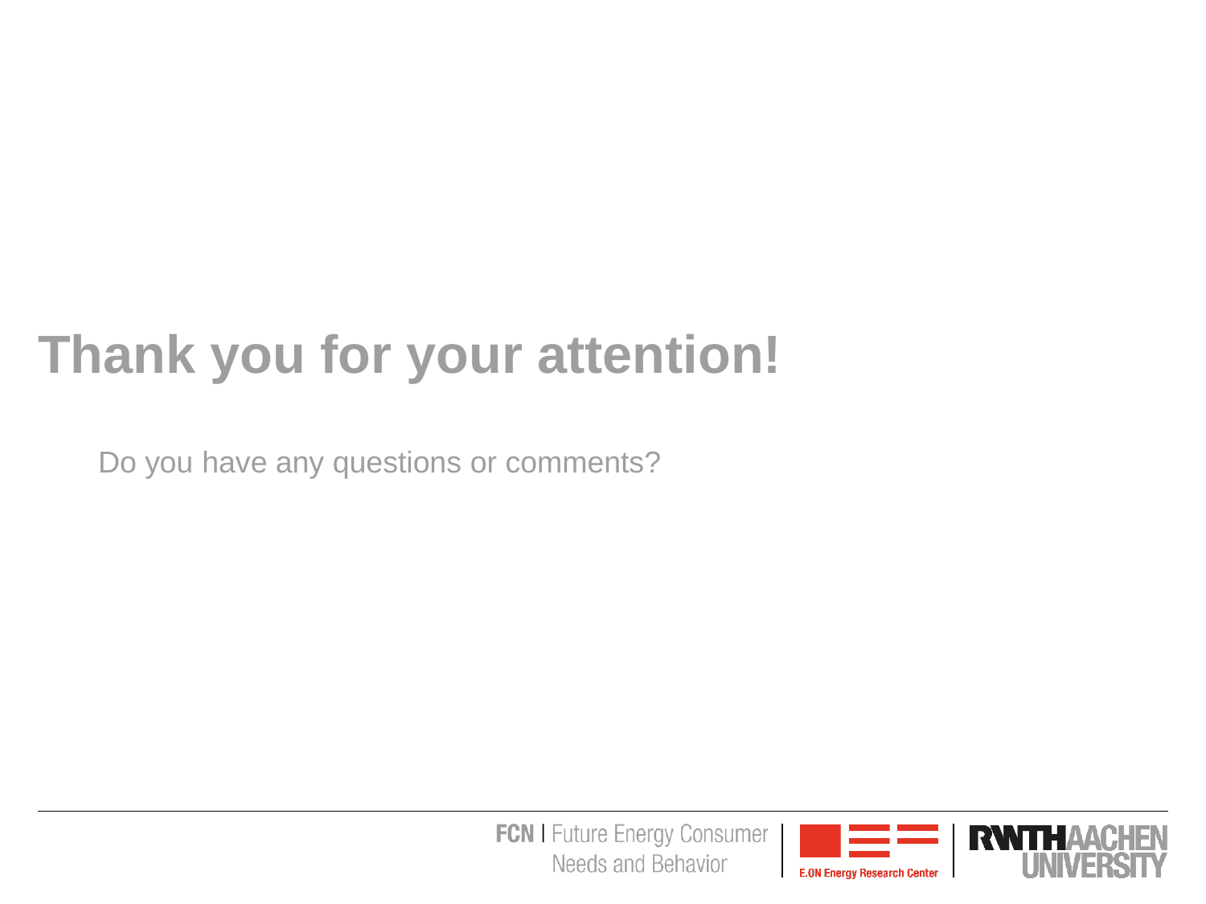# Thank you for your attention!

Do you have any questions or comments?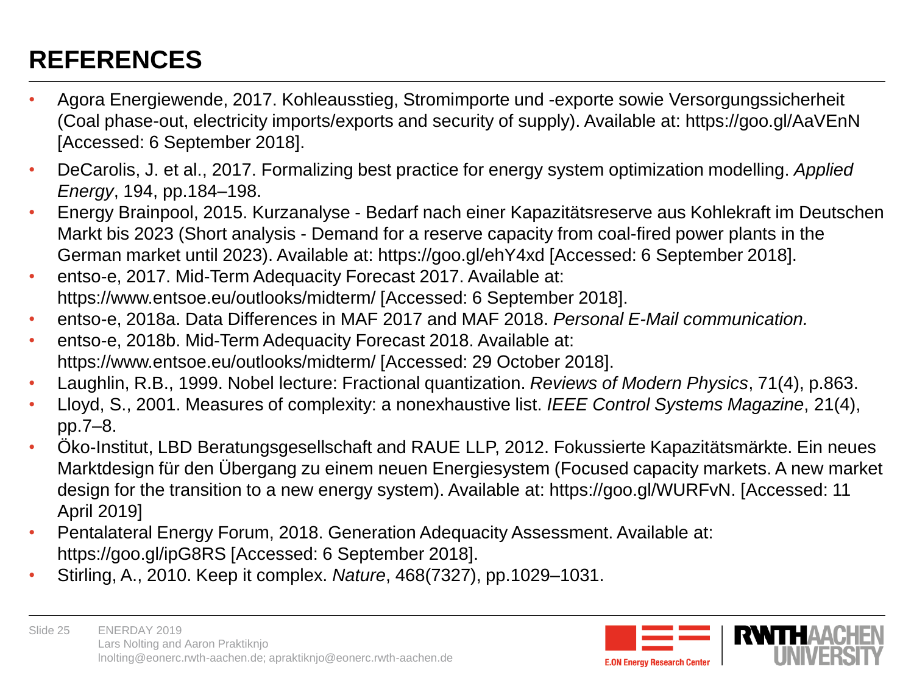# REFERENCES

- Agora Energiewende, 2017. Kohleausstieg, Stromimporte und -exporte sowie Versorgungssicherheit (Coal phase-out, electricity imports/exports and security of supply). Available at: https://goo.gl/AaVEnN [Accessed: 6 September 2018].
- DeCarolis, J. et al., 2017. Formalizing best practice for energy system optimization modelling. *Applied Energy*, 194, pp.184–198.
- Energy Brainpool, 2015. Kurzanalyse - Bedarf nach einer Kapazitätsreserve aus Kohlekraft im Deutschen Markt bis 2023 (Short analysis - Demand for a reserve capacity from coal-fired power plants in the German market until 2023). Available at: https://goo.gl/ehY4xd [Accessed: 6 September 2018].
- entso-e, 2017. Mid-Term Adequacy Forecast 2017. Available at: https://www.entsoe.eu/outlooks/midterm/ [Accessed: 6 September 2018].
- entso-e, 2018a. Data Differences in MAF 2017 and MAF 2018. *Personal E-Mail communication.*
- entso-e, 2018b. Mid-Term Adequacy Forecast 2018. Available at: https://www.entsoe.eu/outlooks/midterm/ [Accessed: 29 October 2018].
- Laughlin, R.B., 1999. Nobel lecture: Fractional quantization. *Reviews of Modern Physics*, 71(4), p.863.
- Lloyd, S., 2001. Measures of complexity: a nonexhaustive list. *IEEE Control Systems Magazine*, 21(4), pp.7–8.
- Öko-Institut, LBD Beratungsgesellschaft and RAUE LLP, 2012. Fokussierte Kapazitätsmärkte. Ein neues Marktdesign für den Übergang zu einem neuen Energiesystem (Focused capacity markets. A new market design for the transition to a new energy system). Available at: https://goo.gl/WURFvN. [Accessed: 11 April 2019]
- Pentalateral Energy Forum, 2018. Generation Adequacy Assessment. Available at: https://goo.gl/ipG8RS [Accessed: 6 September 2018].
- Stirling, A., 2010. Keep it complex. *Nature*, 468(7327), pp.1029–1031.